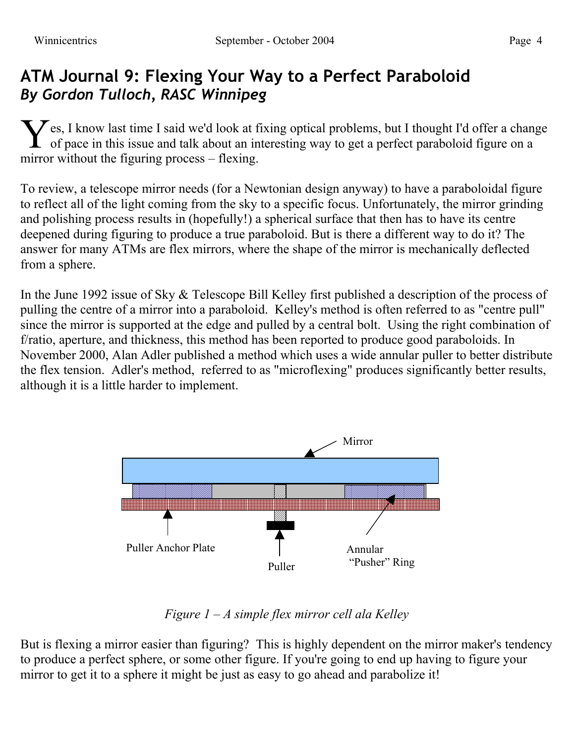# ATM Journal 9: Flexing Your Way to a Perfect Paraboloid

## *By Gordon Tulloch, RASC Winnipeg*

Yes, I know last time I said we'd look at fixing optical problems, but I thought I'd offer a change of pace in this issue and talk about an interesting way to get a perfect paraboloid figure on a mirror without the figuring process – flexing.

To review, a telescope mirror needs (for a Newtonian design anyway) to have a paraboloidal figure to reflect all of the light coming from the sky to a specific focus. Unfortunately, the mirror grinding and polishing process results in (hopefully!) a spherical surface that then has to have its centre deepened during figuring to produce a true paraboloid. But is there a different way to do it? The answer for many ATMs are flex mirrors, where the shape of the mirror is mechanically deflected from a sphere.

In the June 1992 issue of Sky & Telescope Bill Kelley first published a description of the process of pulling the centre of a mirror into a paraboloid. Kelley's method is often referred to as "centre pull" since the mirror is supported at the edge and pulled by a central bolt. Using the right combination of f/ratio, aperture, and thickness, this method has been reported to produce good paraboloids. In November 2000, Alan Adler published a method which uses a wide annular puller to better distribute the flex tension. Adler's method, referred to as "microflexing" produces significantly better results, although it is a little harder to implement.

Mirror

Puller Anchor Plate

Puller

Annular "Pusher" Ring

*Figure 1 – A simple flex mirror cell ala Kelley*

But is flexing a mirror easier than figuring? This is highly dependent on the mirror maker's tendency to produce a perfect sphere, or some other figure. If you're going to end up having to figure your mirror to get it to a sphere it might be just as easy to go ahead and parabolize it!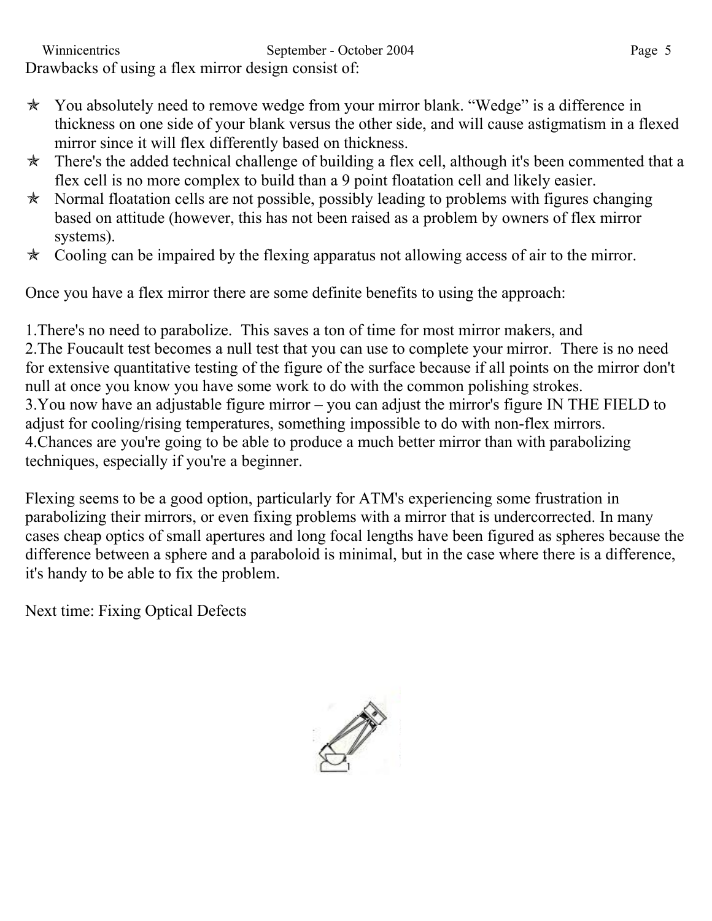Drawbacks of using a flex mirror design consist of:

- You absolutely need to remove wedge from your mirror blank. "Wedge" is a difference in thickness on one side of your blank versus the other side, and will cause astigmatism in a flexed mirror since it will flex differently based on thickness.
- There's the added technical challenge of building a flex cell, although it's been commented that a flex cell is no more complex to build than a 9 point floatation cell and likely easier.
- Normal floatation cells are not possible, possibly leading to problems with figures changing based on attitude (however, this has not been raised as a problem by owners of flex mirror systems).
- Cooling can be impaired by the flexing apparatus not allowing access of air to the mirror.

Once you have a flex mirror there are some definite benefits to using the approach:

1.There's no need to parabolize. This saves a ton of time for most mirror makers, and
2.The Foucault test becomes a null test that you can use to complete your mirror. There is no need for extensive quantitative testing of the figure of the surface because if all points on the mirror don't null at once you know you have some work to do with the common polishing strokes.
3.You now have an adjustable figure mirror – you can adjust the mirror's figure IN THE FIELD to adjust for cooling/rising temperatures, something impossible to do with non-flex mirrors.
4.Chances are you're going to be able to produce a much better mirror than with parabolizing techniques, especially if you're a beginner.

Flexing seems to be a good option, particularly for ATM's experiencing some frustration in parabolizing their mirrors, or even fixing problems with a mirror that is undercorrected. In many cases cheap optics of small apertures and long focal lengths have been figured as spheres because the difference between a sphere and a paraboloid is minimal, but in the case where there is a difference, it's handy to be able to fix the problem.

Next time: Fixing Optical Defects